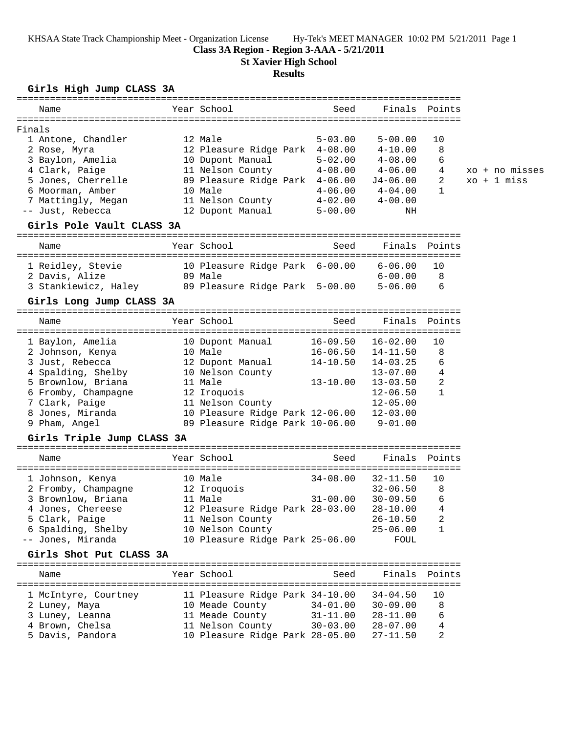KHSAA State Track Championship Meet - Organization License Hy-Tek's MEET MANAGER 10:02 PM 5/21/2011 Page 1

**Class 3A Region - Region 3-AAA - 5/21/2011**

**St Xavier High School**

**Results**

## Girls High Jump CLASS 3A

| | Name | Year | School | Seed | Finals | Points | |
|---|---|---|---|---|---|---|---|
| Finals | | | | | | | |
| 1 | Antone, Chandler | 12 | Male | 5-03.00 | 5-00.00 | 10 | |
| 2 | Rose, Myra | 12 | Pleasure Ridge Park | 4-08.00 | 4-10.00 | 8 | |
| 3 | Baylon, Amelia | 10 | Dupont Manual | 5-02.00 | 4-08.00 | 6 | |
| 4 | Clark, Paige | 11 | Nelson County | 4-08.00 | 4-06.00 | 4 | xo + no misses |
| 5 | Jones, Cherrelle | 09 | Pleasure Ridge Park | 4-06.00 | J4-06.00 | 2 | xo + 1 miss |
| 6 | Moorman, Amber | 10 | Male | 4-06.00 | 4-04.00 | 1 | |
| 7 | Mattingly, Megan | 11 | Nelson County | 4-02.00 | 4-00.00 | | |
| -- | Just, Rebecca | 12 | Dupont Manual | 5-00.00 | NH | | |

## Girls Pole Vault CLASS 3A

| | Name | Year | School | Seed | Finals | Points |
|---|---|---|---|---|---|---|
| 1 | Reidley, Stevie | 10 | Pleasure Ridge Park | 6-00.00 | 6-06.00 | 10 |
| 2 | Davis, Alize | 09 | Male | | 6-00.00 | 8 |
| 3 | Stankiewicz, Haley | 09 | Pleasure Ridge Park | 5-00.00 | 5-06.00 | 6 |

## Girls Long Jump CLASS 3A

| | Name | Year | School | Seed | Finals | Points |
|---|---|---|---|---|---|---|
| 1 | Baylon, Amelia | 10 | Dupont Manual | 16-09.50 | 16-02.00 | 10 |
| 2 | Johnson, Kenya | 10 | Male | 16-06.50 | 14-11.50 | 8 |
| 3 | Just, Rebecca | 12 | Dupont Manual | 14-10.50 | 14-03.25 | 6 |
| 4 | Spalding, Shelby | 10 | Nelson County | | 13-07.00 | 4 |
| 5 | Brownlow, Briana | 11 | Male | 13-10.00 | 13-03.50 | 2 |
| 6 | Fromby, Champagne | 12 | Iroquois | | 12-06.50 | 1 |
| 7 | Clark, Paige | 11 | Nelson County | | 12-05.00 | |
| 8 | Jones, Miranda | 10 | Pleasure Ridge Park | 12-06.00 | 12-03.00 | |
| 9 | Pham, Angel | 09 | Pleasure Ridge Park | 10-06.00 | 9-01.00 | |

## Girls Triple Jump CLASS 3A

| | Name | Year | School | Seed | Finals | Points |
|---|---|---|---|---|---|---|
| 1 | Johnson, Kenya | 10 | Male | 34-08.00 | 32-11.50 | 10 |
| 2 | Fromby, Champagne | 12 | Iroquois | | 32-06.50 | 8 |
| 3 | Brownlow, Briana | 11 | Male | 31-00.00 | 30-09.50 | 6 |
| 4 | Jones, Chereese | 12 | Pleasure Ridge Park | 28-03.00 | 28-10.00 | 4 |
| 5 | Clark, Paige | 11 | Nelson County | | 26-10.50 | 2 |
| 6 | Spalding, Shelby | 10 | Nelson County | | 25-06.00 | 1 |
| -- | Jones, Miranda | 10 | Pleasure Ridge Park | 25-06.00 | FOUL | |

## Girls Shot Put CLASS 3A

| | Name | Year | School | Seed | Finals | Points |
|---|---|---|---|---|---|---|
| 1 | McIntyre, Courtney | 11 | Pleasure Ridge Park | 34-10.00 | 34-04.50 | 10 |
| 2 | Luney, Maya | 10 | Meade County | 34-01.00 | 30-09.00 | 8 |
| 3 | Luney, Leanna | 11 | Meade County | 31-11.00 | 28-11.00 | 6 |
| 4 | Brown, Chelsa | 11 | Nelson County | 30-03.00 | 28-07.00 | 4 |
| 5 | Davis, Pandora | 10 | Pleasure Ridge Park | 28-05.00 | 27-11.50 | 2 |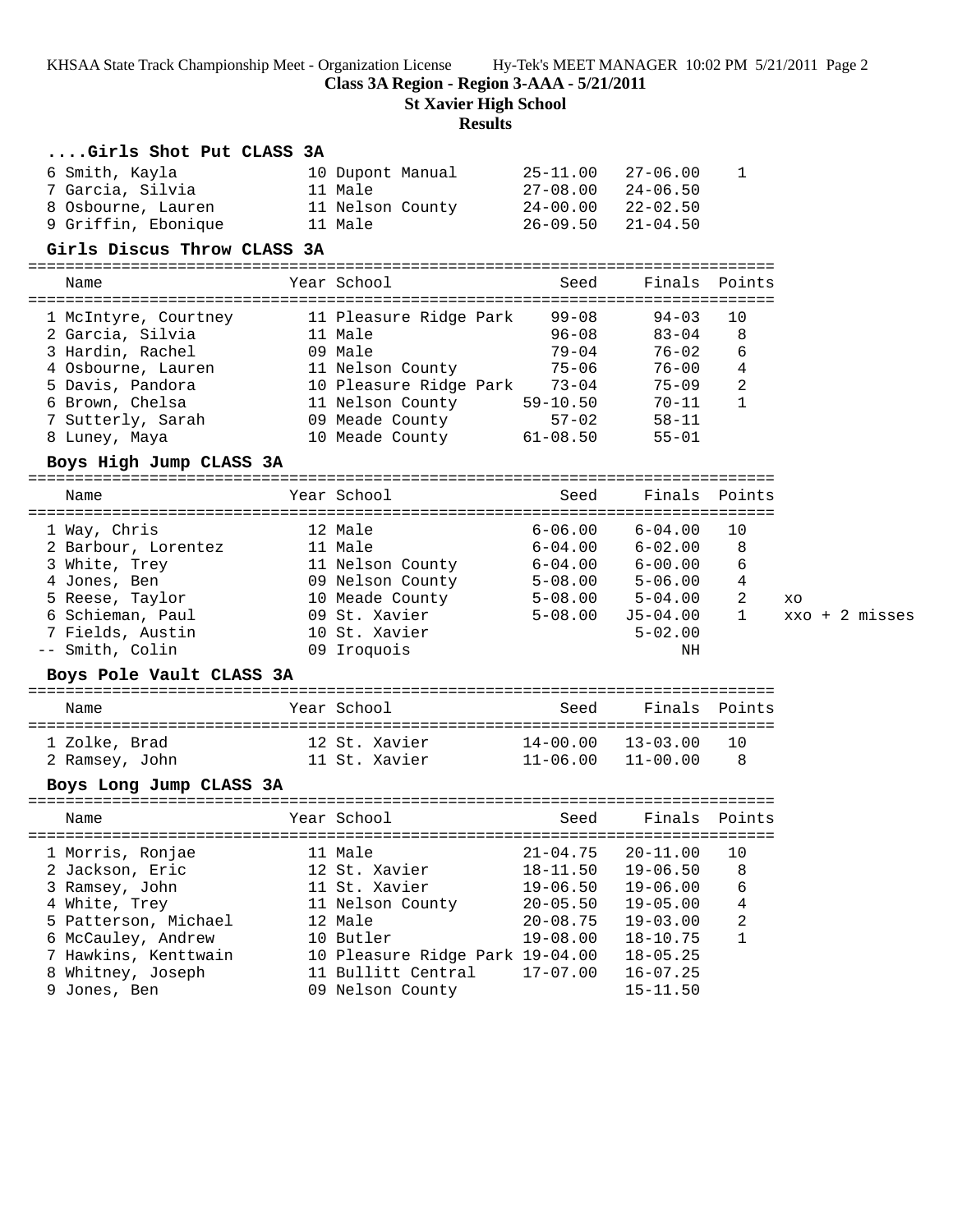## Class 3A Region - Region 3-AAA - 5/21/2011

### St Xavier High School

### Results

#### ....Girls Shot Put CLASS 3A

| Name | Year | School | Seed | Finals | Points |
|---|---|---|---|---|---|
| 6 Smith, Kayla | 10 | Dupont Manual | 25-11.00 | 27-06.00 | 1 |
| 7 Garcia, Silvia | 11 | Male | 27-08.00 | 24-06.50 | |
| 8 Osbourne, Lauren | 11 | Nelson County | 24-00.00 | 22-02.50 | |
| 9 Griffin, Ebonique | 11 | Male | 26-09.50 | 21-04.50 | |

#### Girls Discus Throw CLASS 3A

| Name | Year | School | Seed | Finals | Points |
|---|---|---|---|---|---|
| 1 McIntyre, Courtney | 11 | Pleasure Ridge Park | 99-08 | 94-03 | 10 |
| 2 Garcia, Silvia | 11 | Male | 96-08 | 83-04 | 8 |
| 3 Hardin, Rachel | 09 | Male | 79-04 | 76-02 | 6 |
| 4 Osbourne, Lauren | 11 | Nelson County | 75-06 | 76-00 | 4 |
| 5 Davis, Pandora | 10 | Pleasure Ridge Park | 73-04 | 75-09 | 2 |
| 6 Brown, Chelsa | 11 | Nelson County | 59-10.50 | 70-11 | 1 |
| 7 Sutterly, Sarah | 09 | Meade County | 57-02 | 58-11 | |
| 8 Luney, Maya | 10 | Meade County | 61-08.50 | 55-01 | |

#### Boys High Jump CLASS 3A

| Name | Year | School | Seed | Finals | Points | |
|---|---|---|---|---|---|---|
| 1 Way, Chris | 12 | Male | 6-06.00 | 6-04.00 | 10 | |
| 2 Barbour, Lorentez | 11 | Male | 6-04.00 | 6-02.00 | 8 | |
| 3 White, Trey | 11 | Nelson County | 6-04.00 | 6-00.00 | 6 | |
| 4 Jones, Ben | 09 | Nelson County | 5-08.00 | 5-06.00 | 4 | |
| 5 Reese, Taylor | 10 | Meade County | 5-08.00 | 5-04.00 | 2 | xo |
| 6 Schieman, Paul | 09 | St. Xavier | 5-08.00 | J5-04.00 | 1 | xxo + 2 misses |
| 7 Fields, Austin | 10 | St. Xavier | | 5-02.00 | | |
| -- Smith, Colin | 09 | Iroquois | | NH | | |

#### Boys Pole Vault CLASS 3A

| Name | Year | School | Seed | Finals | Points |
|---|---|---|---|---|---|
| 1 Zolke, Brad | 12 | St. Xavier | 14-00.00 | 13-03.00 | 10 |
| 2 Ramsey, John | 11 | St. Xavier | 11-06.00 | 11-00.00 | 8 |

#### Boys Long Jump CLASS 3A

| Name | Year | School | Seed | Finals | Points |
|---|---|---|---|---|---|
| 1 Morris, Ronjae | 11 | Male | 21-04.75 | 20-11.00 | 10 |
| 2 Jackson, Eric | 12 | St. Xavier | 18-11.50 | 19-06.50 | 8 |
| 3 Ramsey, John | 11 | St. Xavier | 19-06.50 | 19-06.00 | 6 |
| 4 White, Trey | 11 | Nelson County | 20-05.50 | 19-05.00 | 4 |
| 5 Patterson, Michael | 12 | Male | 20-08.75 | 19-03.00 | 2 |
| 6 McCauley, Andrew | 10 | Butler | 19-08.00 | 18-10.75 | 1 |
| 7 Hawkins, Kenttwain | 10 | Pleasure Ridge Park | 19-04.00 | 18-05.25 | |
| 8 Whitney, Joseph | 11 | Bullitt Central | 17-07.00 | 16-07.25 | |
| 9 Jones, Ben | 09 | Nelson County | | 15-11.50 | |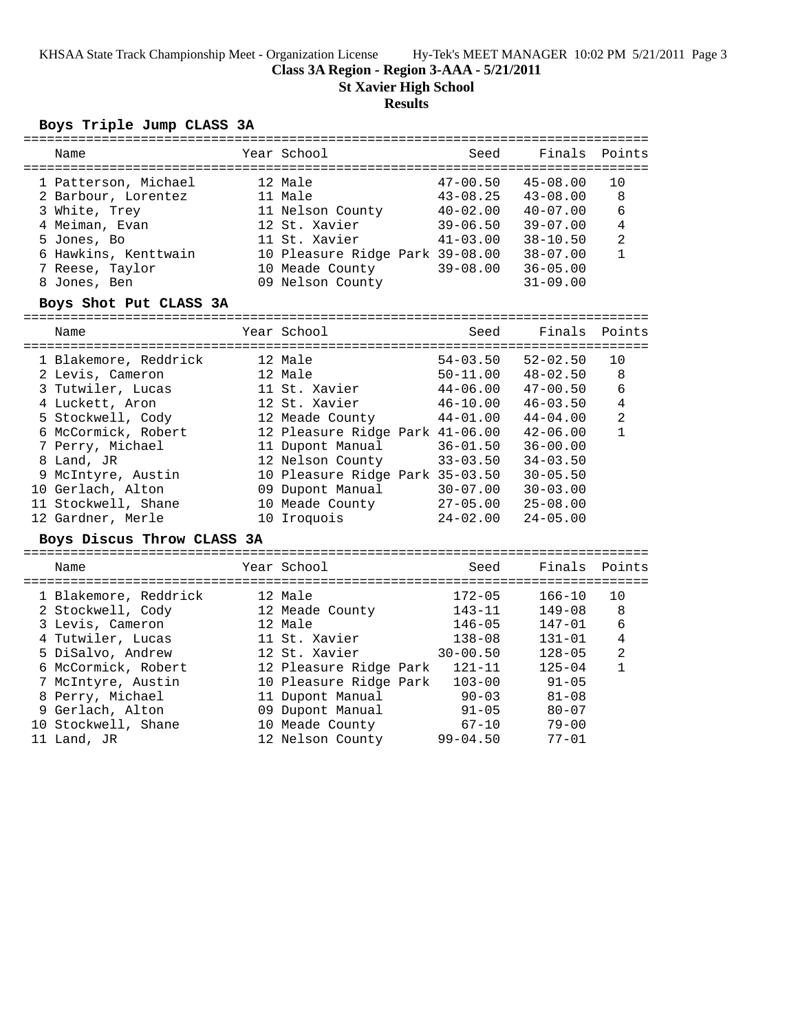Class 3A Region - Region 3-AAA - 5/21/2011

St Xavier High School

Results

### Boys Triple Jump CLASS 3A

| Name | Year | School | Seed | Finals | Points |
|---|---|---|---|---|---|
| 1 Patterson, Michael | 12 | Male | 47-00.50 | 45-08.00 | 10 |
| 2 Barbour, Lorentez | 11 | Male | 43-08.25 | 43-08.00 | 8 |
| 3 White, Trey | 11 | Nelson County | 40-02.00 | 40-07.00 | 6 |
| 4 Meiman, Evan | 12 | St. Xavier | 39-06.50 | 39-07.00 | 4 |
| 5 Jones, Bo | 11 | St. Xavier | 41-03.00 | 38-10.50 | 2 |
| 6 Hawkins, Kenttwain | 10 | Pleasure Ridge Park | 39-08.00 | 38-07.00 | 1 |
| 7 Reese, Taylor | 10 | Meade County | 39-08.00 | 36-05.00 | |
| 8 Jones, Ben | 09 | Nelson County | | 31-09.00 | |

### Boys Shot Put CLASS 3A

| Name | Year | School | Seed | Finals | Points |
|---|---|---|---|---|---|
| 1 Blakemore, Reddrick | 12 | Male | 54-03.50 | 52-02.50 | 10 |
| 2 Levis, Cameron | 12 | Male | 50-11.00 | 48-02.50 | 8 |
| 3 Tutwiler, Lucas | 11 | St. Xavier | 44-06.00 | 47-00.50 | 6 |
| 4 Luckett, Aron | 12 | St. Xavier | 46-10.00 | 46-03.50 | 4 |
| 5 Stockwell, Cody | 12 | Meade County | 44-01.00 | 44-04.00 | 2 |
| 6 McCormick, Robert | 12 | Pleasure Ridge Park | 41-06.00 | 42-06.00 | 1 |
| 7 Perry, Michael | 11 | Dupont Manual | 36-01.50 | 36-00.00 | |
| 8 Land, JR | 12 | Nelson County | 33-03.50 | 34-03.50 | |
| 9 McIntyre, Austin | 10 | Pleasure Ridge Park | 35-03.50 | 30-05.50 | |
| 10 Gerlach, Alton | 09 | Dupont Manual | 30-07.00 | 30-03.00 | |
| 11 Stockwell, Shane | 10 | Meade County | 27-05.00 | 25-08.00 | |
| 12 Gardner, Merle | 10 | Iroquois | 24-02.00 | 24-05.00 | |

### Boys Discus Throw CLASS 3A

| Name | Year | School | Seed | Finals | Points |
|---|---|---|---|---|---|
| 1 Blakemore, Reddrick | 12 | Male | 172-05 | 166-10 | 10 |
| 2 Stockwell, Cody | 12 | Meade County | 143-11 | 149-08 | 8 |
| 3 Levis, Cameron | 12 | Male | 146-05 | 147-01 | 6 |
| 4 Tutwiler, Lucas | 11 | St. Xavier | 138-08 | 131-01 | 4 |
| 5 DiSalvo, Andrew | 12 | St. Xavier | 30-00.50 | 128-05 | 2 |
| 6 McCormick, Robert | 12 | Pleasure Ridge Park | 121-11 | 125-04 | 1 |
| 7 McIntyre, Austin | 10 | Pleasure Ridge Park | 103-00 | 91-05 | |
| 8 Perry, Michael | 11 | Dupont Manual | 90-03 | 81-08 | |
| 9 Gerlach, Alton | 09 | Dupont Manual | 91-05 | 80-07 | |
| 10 Stockwell, Shane | 10 | Meade County | 67-10 | 79-00 | |
| 11 Land, JR | 12 | Nelson County | 99-04.50 | 77-01 | |